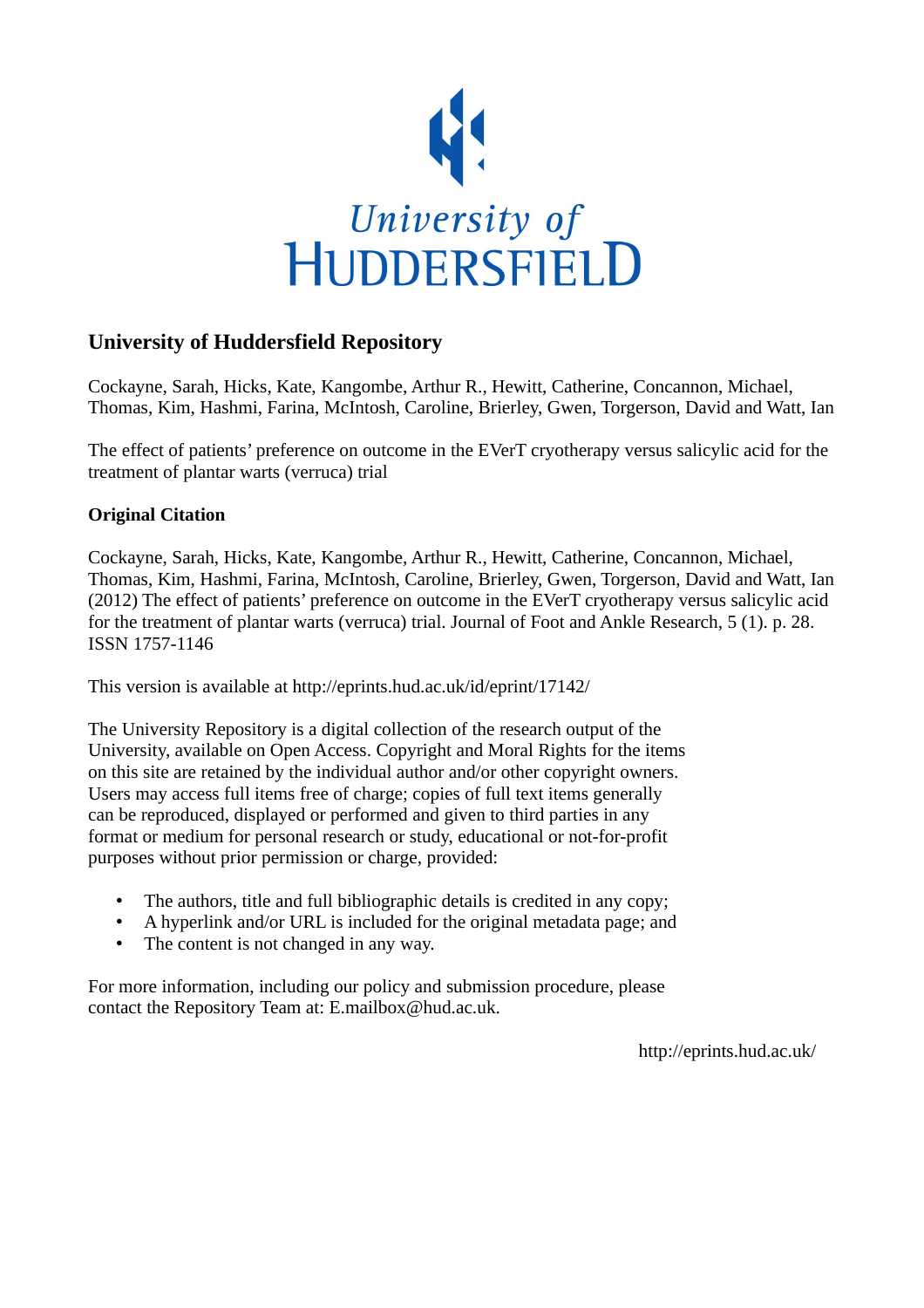University of
HUDDERSFIELD

## University of Huddersfield Repository

Cockayne, Sarah, Hicks, Kate, Kangombe, Arthur R., Hewitt, Catherine, Concannon, Michael, Thomas, Kim, Hashmi, Farina, McIntosh, Caroline, Brierley, Gwen, Torgerson, David and Watt, Ian

The effect of patients' preference on outcome in the EVerT cryotherapy versus salicylic acid for the treatment of plantar warts (verruca) trial

### Original Citation

Cockayne, Sarah, Hicks, Kate, Kangombe, Arthur R., Hewitt, Catherine, Concannon, Michael, Thomas, Kim, Hashmi, Farina, McIntosh, Caroline, Brierley, Gwen, Torgerson, David and Watt, Ian (2012) The effect of patients' preference on outcome in the EVerT cryotherapy versus salicylic acid for the treatment of plantar warts (verruca) trial. Journal of Foot and Ankle Research, 5 (1). p. 28. ISSN 1757-1146

This version is available at http://eprints.hud.ac.uk/id/eprint/17142/

The University Repository is a digital collection of the research output of the University, available on Open Access. Copyright and Moral Rights for the items on this site are retained by the individual author and/or other copyright owners. Users may access full items free of charge; copies of full text items generally can be reproduced, displayed or performed and given to third parties in any format or medium for personal research or study, educational or not-for-profit purposes without prior permission or charge, provided:

- The authors, title and full bibliographic details is credited in any copy;
- A hyperlink and/or URL is included for the original metadata page; and
- The content is not changed in any way.

For more information, including our policy and submission procedure, please contact the Repository Team at: E.mailbox@hud.ac.uk.

http://eprints.hud.ac.uk/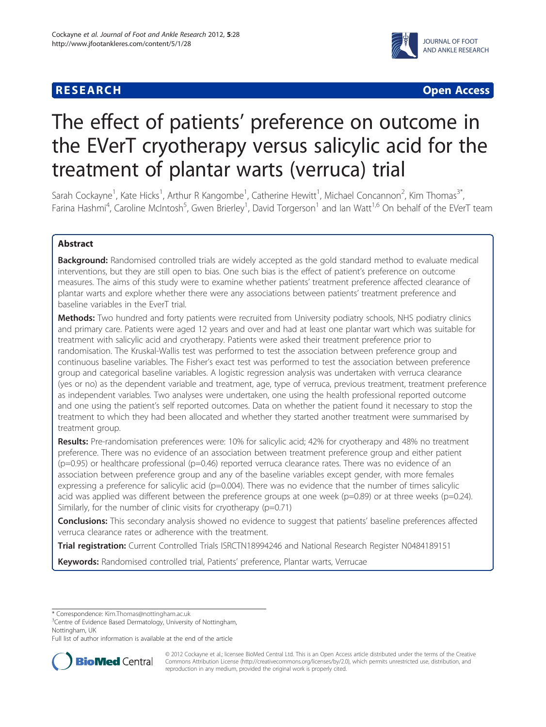**RESEARCH Open Access**

# The effect of patients' preference on outcome in the EVerT cryotherapy versus salicylic acid for the treatment of plantar warts (verruca) trial

Sarah Cockayne[1], Kate Hicks[1], Arthur R Kangombe[1], Catherine Hewitt[1], Michael Concannon[2], Kim Thomas[3*], Farina Hashmi[4], Caroline McIntosh[5], Gwen Brierley[1], David Torgerson[1] and Ian Watt[1,6] On behalf of the EVerT team

## Abstract

**Background:** Randomised controlled trials are widely accepted as the gold standard method to evaluate medical interventions, but they are still open to bias. One such bias is the effect of patient's preference on outcome measures. The aims of this study were to examine whether patients' treatment preference affected clearance of plantar warts and explore whether there were any associations between patients' treatment preference and baseline variables in the EverT trial.

**Methods:** Two hundred and forty patients were recruited from University podiatry schools, NHS podiatry clinics and primary care. Patients were aged 12 years and over and had at least one plantar wart which was suitable for treatment with salicylic acid and cryotherapy. Patients were asked their treatment preference prior to randomisation. The Kruskal-Wallis test was performed to test the association between preference group and continuous baseline variables. The Fisher's exact test was performed to test the association between preference group and categorical baseline variables. A logistic regression analysis was undertaken with verruca clearance (yes or no) as the dependent variable and treatment, age, type of verruca, previous treatment, treatment preference as independent variables. Two analyses were undertaken, one using the health professional reported outcome and one using the patient's self reported outcomes. Data on whether the patient found it necessary to stop the treatment to which they had been allocated and whether they started another treatment were summarised by treatment group.

**Results:** Pre-randomisation preferences were: 10% for salicylic acid; 42% for cryotherapy and 48% no treatment preference. There was no evidence of an association between treatment preference group and either patient ($p=0.95$) or healthcare professional ($p=0.46$) reported verruca clearance rates. There was no evidence of an association between preference group and any of the baseline variables except gender, with more females expressing a preference for salicylic acid ($p=0.004$). There was no evidence that the number of times salicylic acid was applied was different between the preference groups at one week ($p=0.89$) or at three weeks ($p=0.24$). Similarly, for the number of clinic visits for cryotherapy ($p=0.71$)

**Conclusions:** This secondary analysis showed no evidence to suggest that patients' baseline preferences affected verruca clearance rates or adherence with the treatment.

**Trial registration:** Current Controlled Trials ISRCTN18994246 and National Research Register N0484189151

**Keywords:** Randomised controlled trial, Patients' preference, Plantar warts, Verrucae

\* Correspondence: Kim.Thomas@nottingham.ac.uk
[3]Centre of Evidence Based Dermatology, University of Nottingham, Nottingham, UK
Full list of author information is available at the end of the article

© 2012 Cockayne et al.; licensee BioMed Central Ltd. This is an Open Access article distributed under the terms of the Creative Commons Attribution License (http://creativecommons.org/licenses/by/2.0), which permits unrestricted use, distribution, and reproduction in any medium, provided the original work is properly cited.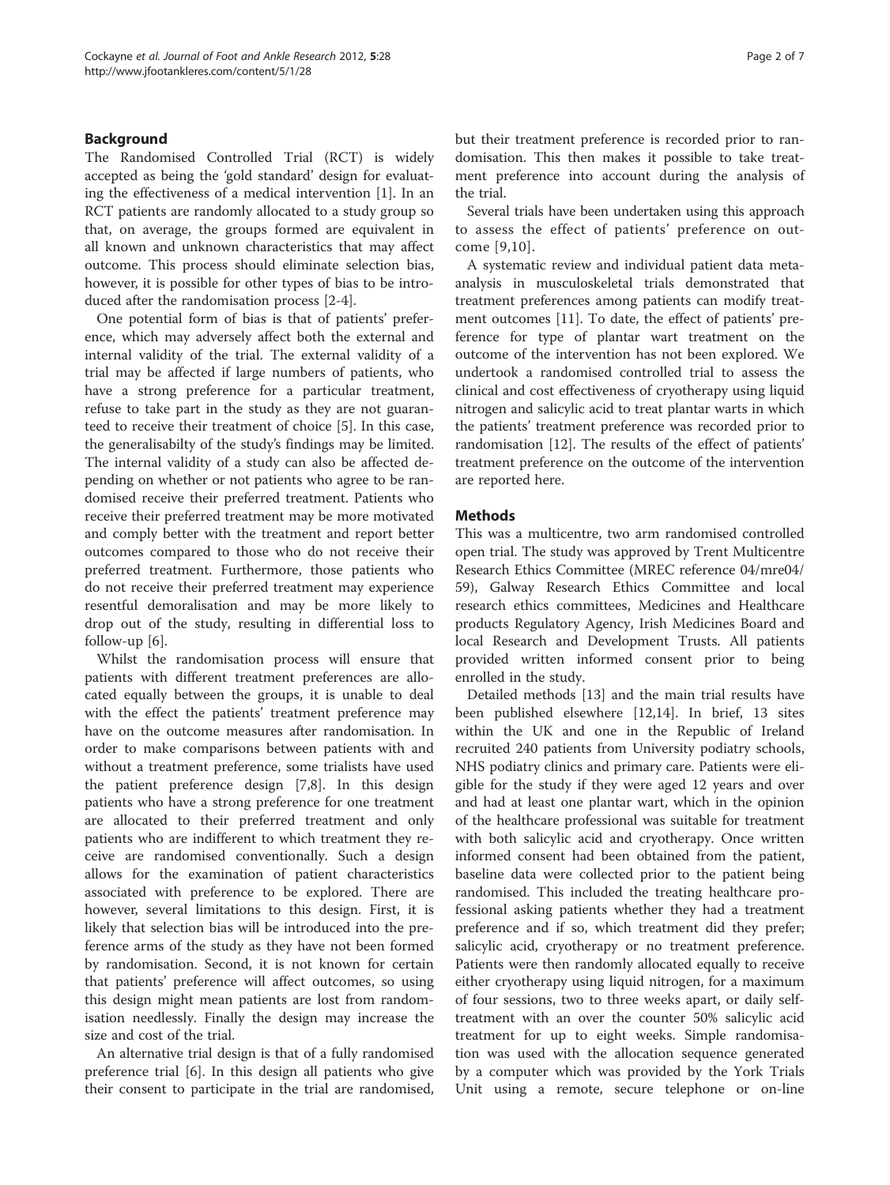## Background

The Randomised Controlled Trial (RCT) is widely accepted as being the 'gold standard' design for evaluating the effectiveness of a medical intervention [1]. In an RCT patients are randomly allocated to a study group so that, on average, the groups formed are equivalent in all known and unknown characteristics that may affect outcome. This process should eliminate selection bias, however, it is possible for other types of bias to be introduced after the randomisation process [2-4].

One potential form of bias is that of patients' preference, which may adversely affect both the external and internal validity of the trial. The external validity of a trial may be affected if large numbers of patients, who have a strong preference for a particular treatment, refuse to take part in the study as they are not guaranteed to receive their treatment of choice [5]. In this case, the generalisabilty of the study's findings may be limited. The internal validity of a study can also be affected depending on whether or not patients who agree to be randomised receive their preferred treatment. Patients who receive their preferred treatment may be more motivated and comply better with the treatment and report better outcomes compared to those who do not receive their preferred treatment. Furthermore, those patients who do not receive their preferred treatment may experience resentful demoralisation and may be more likely to drop out of the study, resulting in differential loss to follow-up [6].

Whilst the randomisation process will ensure that patients with different treatment preferences are allocated equally between the groups, it is unable to deal with the effect the patients' treatment preference may have on the outcome measures after randomisation. In order to make comparisons between patients with and without a treatment preference, some trialists have used the patient preference design [7,8]. In this design patients who have a strong preference for one treatment are allocated to their preferred treatment and only patients who are indifferent to which treatment they receive are randomised conventionally. Such a design allows for the examination of patient characteristics associated with preference to be explored. There are however, several limitations to this design. First, it is likely that selection bias will be introduced into the preference arms of the study as they have not been formed by randomisation. Second, it is not known for certain that patients' preference will affect outcomes, so using this design might mean patients are lost from randomisation needlessly. Finally the design may increase the size and cost of the trial.

An alternative trial design is that of a fully randomised preference trial [6]. In this design all patients who give their consent to participate in the trial are randomised, but their treatment preference is recorded prior to randomisation. This then makes it possible to take treatment preference into account during the analysis of the trial.

Several trials have been undertaken using this approach to assess the effect of patients' preference on outcome [9,10].

A systematic review and individual patient data meta-analysis in musculoskeletal trials demonstrated that treatment preferences among patients can modify treatment outcomes [11]. To date, the effect of patients' preference for type of plantar wart treatment on the outcome of the intervention has not been explored. We undertook a randomised controlled trial to assess the clinical and cost effectiveness of cryotherapy using liquid nitrogen and salicylic acid to treat plantar warts in which the patients' treatment preference was recorded prior to randomisation [12]. The results of the effect of patients' treatment preference on the outcome of the intervention are reported here.

## Methods

This was a multicentre, two arm randomised controlled open trial. The study was approved by Trent Multicentre Research Ethics Committee (MREC reference 04/mre04/59), Galway Research Ethics Committee and local research ethics committees, Medicines and Healthcare products Regulatory Agency, Irish Medicines Board and local Research and Development Trusts. All patients provided written informed consent prior to being enrolled in the study.

Detailed methods [13] and the main trial results have been published elsewhere [12,14]. In brief, 13 sites within the UK and one in the Republic of Ireland recruited 240 patients from University podiatry schools, NHS podiatry clinics and primary care. Patients were eligible for the study if they were aged 12 years and over and had at least one plantar wart, which in the opinion of the healthcare professional was suitable for treatment with both salicylic acid and cryotherapy. Once written informed consent had been obtained from the patient, baseline data were collected prior to the patient being randomised. This included the treating healthcare professional asking patients whether they had a treatment preference and if so, which treatment did they prefer; salicylic acid, cryotherapy or no treatment preference. Patients were then randomly allocated equally to receive either cryotherapy using liquid nitrogen, for a maximum of four sessions, two to three weeks apart, or daily self-treatment with an over the counter 50% salicylic acid treatment for up to eight weeks. Simple randomisation was used with the allocation sequence generated by a computer which was provided by the York Trials Unit using a remote, secure telephone or on-line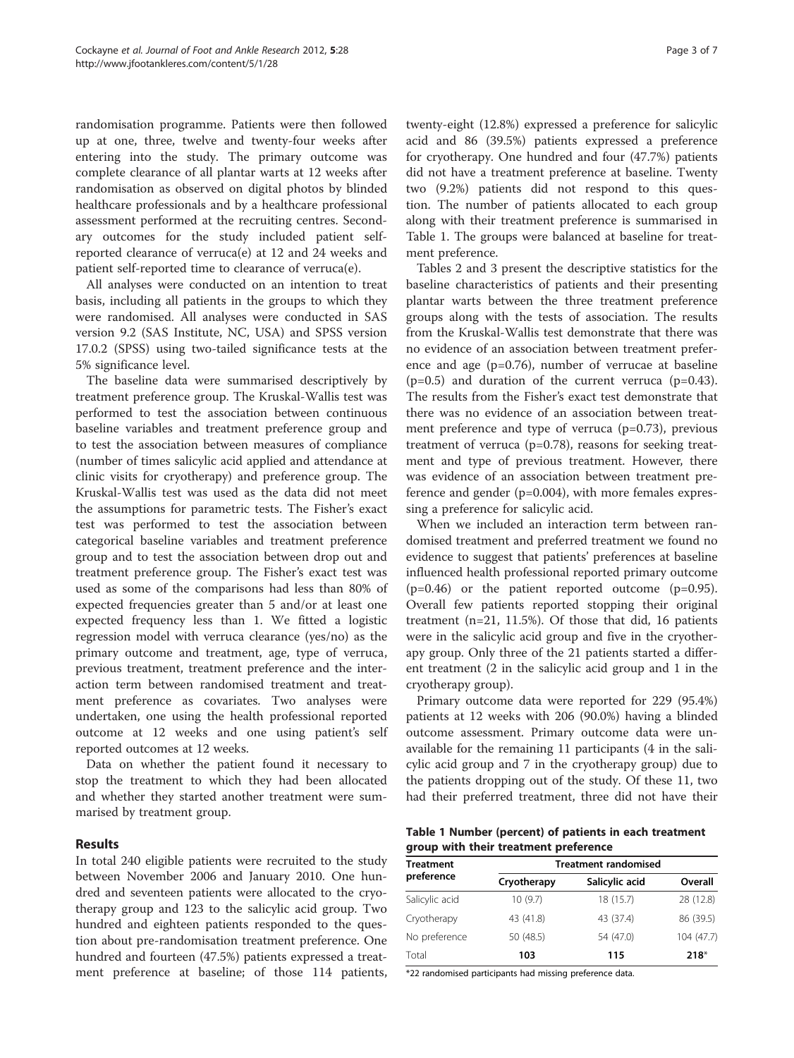randomisation programme. Patients were then followed up at one, three, twelve and twenty-four weeks after entering into the study. The primary outcome was complete clearance of all plantar warts at 12 weeks after randomisation as observed on digital photos by blinded healthcare professionals and by a healthcare professional assessment performed at the recruiting centres. Secondary outcomes for the study included patient self-reported clearance of verruca(e) at 12 and 24 weeks and patient self-reported time to clearance of verruca(e).

All analyses were conducted on an intention to treat basis, including all patients in the groups to which they were randomised. All analyses were conducted in SAS version 9.2 (SAS Institute, NC, USA) and SPSS version 17.0.2 (SPSS) using two-tailed significance tests at the 5% significance level.

The baseline data were summarised descriptively by treatment preference group. The Kruskal-Wallis test was performed to test the association between continuous baseline variables and treatment preference group and to test the association between measures of compliance (number of times salicylic acid applied and attendance at clinic visits for cryotherapy) and preference group. The Kruskal-Wallis test was used as the data did not meet the assumptions for parametric tests. The Fisher's exact test was performed to test the association between categorical baseline variables and treatment preference group and to test the association between drop out and treatment preference group. The Fisher's exact test was used as some of the comparisons had less than 80% of expected frequencies greater than 5 and/or at least one expected frequency less than 1. We fitted a logistic regression model with verruca clearance (yes/no) as the primary outcome and treatment, age, type of verruca, previous treatment, treatment preference and the interaction term between randomised treatment and treatment preference as covariates. Two analyses were undertaken, one using the health professional reported outcome at 12 weeks and one using patient's self reported outcomes at 12 weeks.

Data on whether the patient found it necessary to stop the treatment to which they had been allocated and whether they started another treatment were summarised by treatment group.

## Results

In total 240 eligible patients were recruited to the study between November 2006 and January 2010. One hundred and seventeen patients were allocated to the cryotherapy group and 123 to the salicylic acid group. Two hundred and eighteen patients responded to the question about pre-randomisation treatment preference. One hundred and fourteen (47.5%) patients expressed a treatment preference at baseline; of those 114 patients, twenty-eight (12.8%) expressed a preference for salicylic acid and 86 (39.5%) patients expressed a preference for cryotherapy. One hundred and four (47.7%) patients did not have a treatment preference at baseline. Twenty two (9.2%) patients did not respond to this question. The number of patients allocated to each group along with their treatment preference is summarised in Table 1. The groups were balanced at baseline for treatment preference.

Tables 2 and 3 present the descriptive statistics for the baseline characteristics of patients and their presenting plantar warts between the three treatment preference groups along with the tests of association. The results from the Kruskal-Wallis test demonstrate that there was no evidence of an association between treatment preference and age ($p=0.76$), number of verrucae at baseline ($p=0.5$) and duration of the current verruca ($p=0.43$). The results from the Fisher's exact test demonstrate that there was no evidence of an association between treatment preference and type of verruca ($p=0.73$), previous treatment of verruca ($p=0.78$), reasons for seeking treatment and type of previous treatment. However, there was evidence of an association between treatment preference and gender ($p=0.004$), with more females expressing a preference for salicylic acid.

When we included an interaction term between randomised treatment and preferred treatment we found no evidence to suggest that patients' preferences at baseline influenced health professional reported primary outcome ($p=0.46$) or the patient reported outcome ($p=0.95$). Overall few patients reported stopping their original treatment (n=21, 11.5%). Of those that did, 16 patients were in the salicylic acid group and five in the cryotherapy group. Only three of the 21 patients started a different treatment (2 in the salicylic acid group and 1 in the cryotherapy group).

Primary outcome data were reported for 229 (95.4%) patients at 12 weeks with 206 (90.0%) having a blinded outcome assessment. Primary outcome data were unavailable for the remaining 11 participants (4 in the salicylic acid group and 7 in the cryotherapy group) due to the patients dropping out of the study. Of these 11, two had their preferred treatment, three did not have their

**Table 1 Number (percent) of patients in each treatment group with their treatment preference**

| Treatment preference | Treatment randomised | | |
|---|---|---|---|
| | Cryotherapy | Salicylic acid | Overall |
| Salicylic acid | 10 (9.7) | 18 (15.7) | 28 (12.8) |
| Cryotherapy | 43 (41.8) | 43 (37.4) | 86 (39.5) |
| No preference | 50 (48.5) | 54 (47.0) | 104 (47.7) |
| Total | **103** | **115** | **218*** |

*22 randomised participants had missing preference data.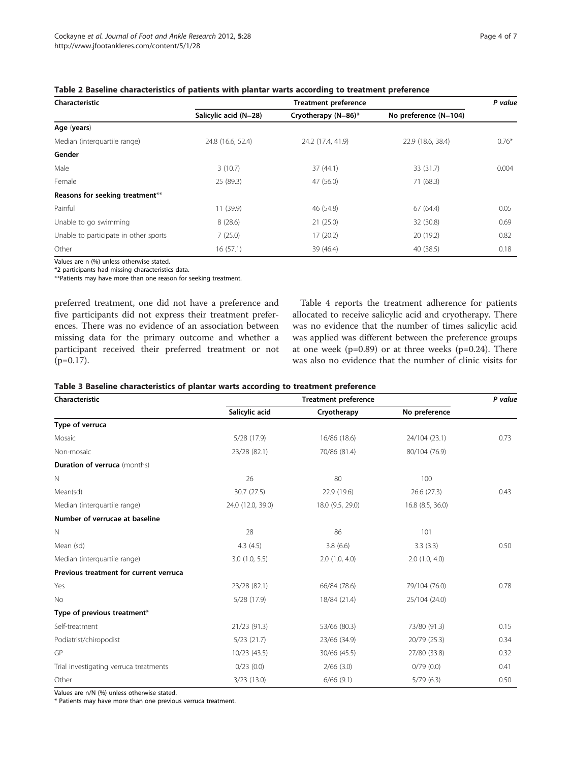**Table 2 Baseline characteristics of patients with plantar warts according to treatment preference**

| Characteristic | Treatment preference | | | P value |
|---|---|---|---|---|
| | Salicylic acid (N=28) | Cryotherapy (N=86)* | No preference (N=104) | |
| **Age (years)** | | | | |
| Median (interquartile range) | 24.8 (16.6, 52.4) | 24.2 (17.4, 41.9) | 22.9 (18.6, 38.4) | 0.76* |
| **Gender** | | | | |
| Male | 3 (10.7) | 37 (44.1) | 33 (31.7) | 0.004 |
| Female | 25 (89.3) | 47 (56.0) | 71 (68.3) | |
| **Reasons for seeking treatment**** | | | | |
| Painful | 11 (39.9) | 46 (54.8) | 67 (64.4) | 0.05 |
| Unable to go swimming | 8 (28.6) | 21 (25.0) | 32 (30.8) | 0.69 |
| Unable to participate in other sports | 7 (25.0) | 17 (20.2) | 20 (19.2) | 0.82 |
| Other | 16 (57.1) | 39 (46.4) | 40 (38.5) | 0.18 |

Values are n (%) unless otherwise stated.
*2 participants had missing characteristics data.
**Patients may have more than one reason for seeking treatment.

preferred treatment, one did not have a preference and five participants did not express their treatment preferences. There was no evidence of an association between missing data for the primary outcome and whether a participant received their preferred treatment or not (p=0.17).

Table 4 reports the treatment adherence for patients allocated to receive salicylic acid and cryotherapy. There was no evidence that the number of times salicylic acid was applied was different between the preference groups at one week (p=0.89) or at three weeks (p=0.24). There was also no evidence that the number of clinic visits for

**Table 3 Baseline characteristics of plantar warts according to treatment preference**

| Characteristic | Treatment preference | | | P value |
|---|---|---|---|---|
| | Salicylic acid | Cryotherapy | No preference | |
| **Type of verruca** | | | | |
| Mosaic | 5/28 (17.9) | 16/86 (18.6) | 24/104 (23.1) | 0.73 |
| Non-mosaic | 23/28 (82.1) | 70/86 (81.4) | 80/104 (76.9) | |
| **Duration of verruca (months)** | | | | |
| N | 26 | 80 | 100 | |
| Mean(sd) | 30.7 (27.5) | 22.9 (19.6) | 26.6 (27.3) | 0.43 |
| Median (interquartile range) | 24.0 (12.0, 39.0) | 18.0 (9.5, 29.0) | 16.8 (8.5, 36.0) | |
| **Number of verrucae at baseline** | | | | |
| N | 28 | 86 | 101 | |
| Mean (sd) | 4.3 (4.5) | 3.8 (6.6) | 3.3 (3.3) | 0.50 |
| Median (interquartile range) | 3.0 (1.0, 5.5) | 2.0 (1.0, 4.0) | 2.0 (1.0, 4.0) | |
| **Previous treatment for current verruca** | | | | |
| Yes | 23/28 (82.1) | 66/84 (78.6) | 79/104 (76.0) | 0.78 |
| No | 5/28 (17.9) | 18/84 (21.4) | 25/104 (24.0) | |
| **Type of previous treatment*** | | | | |
| Self-treatment | 21/23 (91.3) | 53/66 (80.3) | 73/80 (91.3) | 0.15 |
| Podiatrist/chiropodist | 5/23 (21.7) | 23/66 (34.9) | 20/79 (25.3) | 0.34 |
| GP | 10/23 (43.5) | 30/66 (45.5) | 27/80 (33.8) | 0.32 |
| Trial investigating verruca treatments | 0/23 (0.0) | 2/66 (3.0) | 0/79 (0.0) | 0.41 |
| Other | 3/23 (13.0) | 6/66 (9.1) | 5/79 (6.3) | 0.50 |

Values are n/N (%) unless otherwise stated.
* Patients may have more than one previous verruca treatment.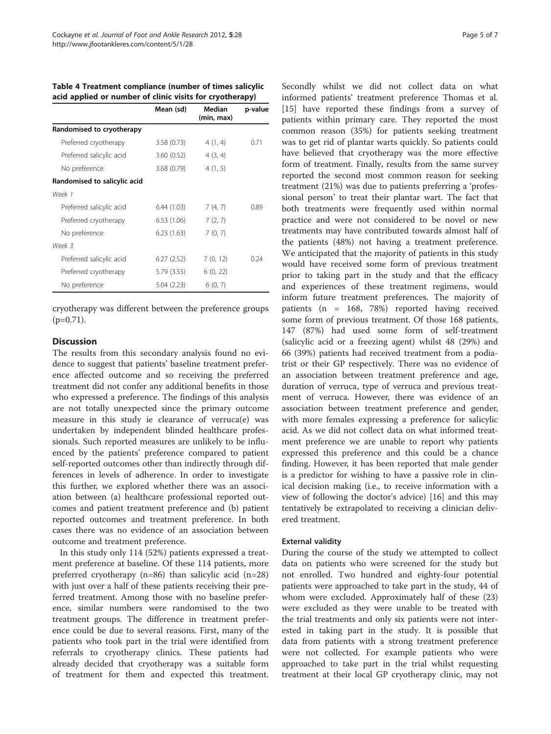**Table 4 Treatment compliance (number of times salicylic acid applied or number of clinic visits for cryotherapy)**

| | Mean (sd) | Median (min, max) | p-value |
|---|---|---|---|
| **Randomised to cryotherapy** | | | |
| Preferred cryotherapy | 3.58 (0.73) | 4 (1, 4) | 0.71 |
| Preferred salicylic acid | 3.60 (0.52) | 4 (3, 4) | |
| No preference | 3.68 (0.79) | 4 (1, 5) | |
| **Randomised to salicylic acid** | | | |
| *Week 1* | | | |
| Preferred salicylic acid | 6.44 (1.03) | 7 (4, 7) | 0.89 |
| Preferred cryotherapy | 6.53 (1.06) | 7 (2, 7) | |
| No preference | 6.23 (1.63) | 7 (0, 7) | |
| *Week 3* | | | |
| Preferred salicylic acid | 6.27 (2.52) | 7 (0, 12) | 0.24 |
| Preferred cryotherapy | 5.79 (3.55) | 6 (0, 22) | |
| No preference | 5.04 (2.23) | 6 (0, 7) | |

cryotherapy was different between the preference groups (p=0.71).

## Discussion

The results from this secondary analysis found no evidence to suggest that patients' baseline treatment preference affected outcome and so receiving the preferred treatment did not confer any additional benefits in those who expressed a preference. The findings of this analysis are not totally unexpected since the primary outcome measure in this study ie clearance of verruca(e) was undertaken by independent blinded healthcare professionals. Such reported measures are unlikely to be influenced by the patients' preference compared to patient self-reported outcomes other than indirectly through differences in levels of adherence. In order to investigate this further, we explored whether there was an association between (a) healthcare professional reported outcomes and patient treatment preference and (b) patient reported outcomes and treatment preference. In both cases there was no evidence of an association between outcome and treatment preference.

In this study only 114 (52%) patients expressed a treatment preference at baseline. Of these 114 patients, more preferred cryotherapy (n=86) than salicylic acid (n=28) with just over a half of these patients receiving their preferred treatment. Among those with no baseline preference, similar numbers were randomised to the two treatment groups. The difference in treatment preference could be due to several reasons. First, many of the patients who took part in the trial were identified from referrals to cryotherapy clinics. These patients had already decided that cryotherapy was a suitable form of treatment for them and expected this treatment. Secondly whilst we did not collect data on what informed patients' treatment preference Thomas et al. [15] have reported these findings from a survey of patients within primary care. They reported the most common reason (35%) for patients seeking treatment was to get rid of plantar warts quickly. So patients could have believed that cryotherapy was the more effective form of treatment. Finally, results from the same survey reported the second most common reason for seeking treatment (21%) was due to patients preferring a 'professional person' to treat their plantar wart. The fact that both treatments were frequently used within normal practice and were not considered to be novel or new treatments may have contributed towards almost half of the patients (48%) not having a treatment preference. We anticipated that the majority of patients in this study would have received some form of previous treatment prior to taking part in the study and that the efficacy and experiences of these treatment regimens, would inform future treatment preferences. The majority of patients (n = 168, 78%) reported having received some form of previous treatment. Of those 168 patients, 147 (87%) had used some form of self-treatment (salicylic acid or a freezing agent) whilst 48 (29%) and 66 (39%) patients had received treatment from a podiatrist or their GP respectively. There was no evidence of an association between treatment preference and age, duration of verruca, type of verruca and previous treatment of verruca. However, there was evidence of an association between treatment preference and gender, with more females expressing a preference for salicylic acid. As we did not collect data on what informed treatment preference we are unable to report why patients expressed this preference and this could be a chance finding. However, it has been reported that male gender is a predictor for wishing to have a passive role in clinical decision making (i.e., to receive information with a view of following the doctor's advice) [16] and this may tentatively be extrapolated to receiving a clinician delivered treatment.

### External validity

During the course of the study we attempted to collect data on patients who were screened for the study but not enrolled. Two hundred and eighty-four potential patients were approached to take part in the study, 44 of whom were excluded. Approximately half of these (23) were excluded as they were unable to be treated with the trial treatments and only six patients were not interested in taking part in the study. It is possible that data from patients with a strong treatment preference were not collected. For example patients who were approached to take part in the trial whilst requesting treatment at their local GP cryotherapy clinic, may not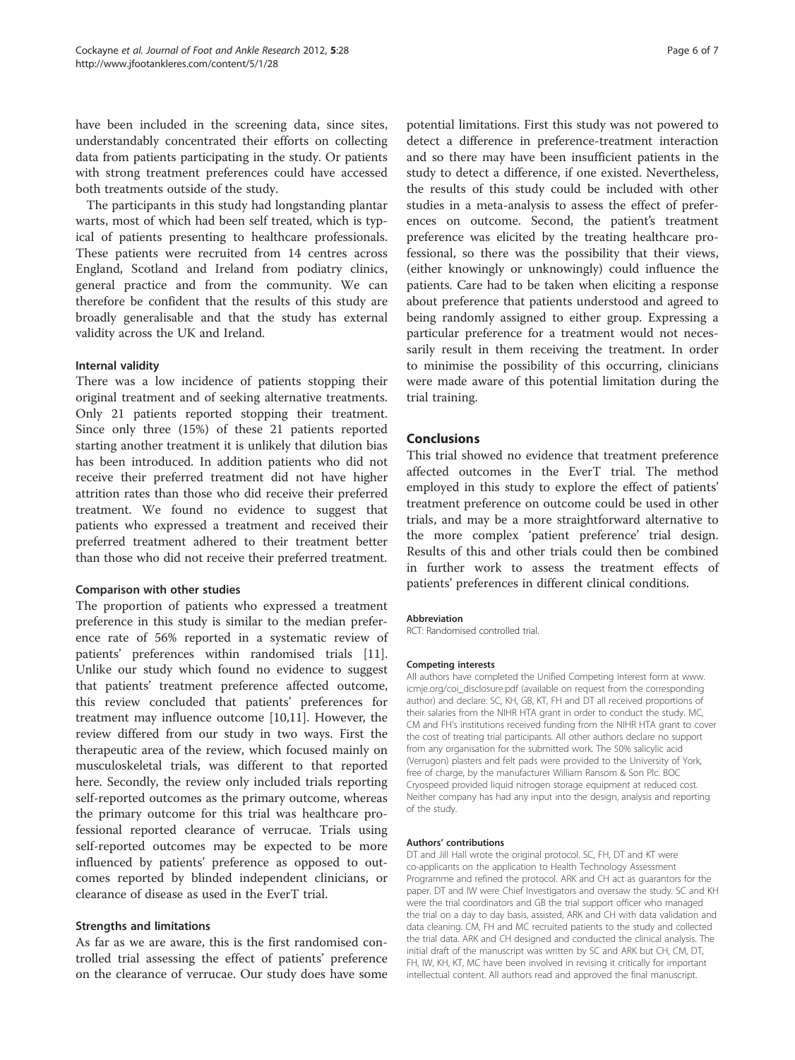have been included in the screening data, since sites, understandably concentrated their efforts on collecting data from patients participating in the study. Or patients with strong treatment preferences could have accessed both treatments outside of the study.

The participants in this study had longstanding plantar warts, most of which had been self treated, which is typical of patients presenting to healthcare professionals. These patients were recruited from 14 centres across England, Scotland and Ireland from podiatry clinics, general practice and from the community. We can therefore be confident that the results of this study are broadly generalisable and that the study has external validity across the UK and Ireland.

#### Internal validity

There was a low incidence of patients stopping their original treatment and of seeking alternative treatments. Only 21 patients reported stopping their treatment. Since only three (15%) of these 21 patients reported starting another treatment it is unlikely that dilution bias has been introduced. In addition patients who did not receive their preferred treatment did not have higher attrition rates than those who did receive their preferred treatment. We found no evidence to suggest that patients who expressed a treatment and received their preferred treatment adhered to their treatment better than those who did not receive their preferred treatment.

#### Comparison with other studies

The proportion of patients who expressed a treatment preference in this study is similar to the median preference rate of 56% reported in a systematic review of patients' preferences within randomised trials [11]. Unlike our study which found no evidence to suggest that patients' treatment preference affected outcome, this review concluded that patients' preferences for treatment may influence outcome [10,11]. However, the review differed from our study in two ways. First the therapeutic area of the review, which focused mainly on musculoskeletal trials, was different to that reported here. Secondly, the review only included trials reporting self-reported outcomes as the primary outcome, whereas the primary outcome for this trial was healthcare professional reported clearance of verrucae. Trials using self-reported outcomes may be expected to be more influenced by patients' preference as opposed to outcomes reported by blinded independent clinicians, or clearance of disease as used in the EverT trial.

#### Strengths and limitations

As far as we are aware, this is the first randomised controlled trial assessing the effect of patients' preference on the clearance of verrucae. Our study does have some potential limitations. First this study was not powered to detect a difference in preference-treatment interaction and so there may have been insufficient patients in the study to detect a difference, if one existed. Nevertheless, the results of this study could be included with other studies in a meta-analysis to assess the effect of preferences on outcome. Second, the patient's treatment preference was elicited by the treating healthcare professional, so there was the possibility that their views, (either knowingly or unknowingly) could influence the patients. Care had to be taken when eliciting a response about preference that patients understood and agreed to being randomly assigned to either group. Expressing a particular preference for a treatment would not necessarily result in them receiving the treatment. In order to minimise the possibility of this occurring, clinicians were made aware of this potential limitation during the trial training.

## Conclusions

This trial showed no evidence that treatment preference affected outcomes in the EverT trial. The method employed in this study to explore the effect of patients' treatment preference on outcome could be used in other trials, and may be a more straightforward alternative to the more complex 'patient preference' trial design. Results of this and other trials could then be combined in further work to assess the treatment effects of patients' preferences in different clinical conditions.

#### Abbreviation

RCT: Randomised controlled trial.

#### Competing interests

All authors have completed the Unified Competing Interest form at www.icmje.org/coi_disclosure.pdf (available on request from the corresponding author) and declare: SC, KH, GB, KT, FH and DT all received proportions of their salaries from the NIHR HTA grant in order to conduct the study. MC, CM and FH's institutions received funding from the NIHR HTA grant to cover the cost of treating trial participants. All other authors declare no support from any organisation for the submitted work. The 50% salicylic acid (Verrugon) plasters and felt pads were provided to the University of York, free of charge, by the manufacturer William Ransom & Son Plc. BOC Cryospeed provided liquid nitrogen storage equipment at reduced cost. Neither company has had any input into the design, analysis and reporting of the study.

#### Authors' contributions

DT and Jill Hall wrote the original protocol. SC, FH, DT and KT were co-applicants on the application to Health Technology Assessment Programme and refined the protocol. ARK and CH act as guarantors for the paper. DT and IW were Chief Investigators and oversaw the study. SC and KH were the trial coordinators and GB the trial support officer who managed the trial on a day to day basis, assisted, ARK and CH with data validation and data cleaning. CM, FH and MC recruited patients to the study and collected the trial data. ARK and CH designed and conducted the clinical analysis. The initial draft of the manuscript was written by SC and ARK but CH, CM, DT, FH, IW, KH, KT, MC have been involved in revising it critically for important intellectual content. All authors read and approved the final manuscript.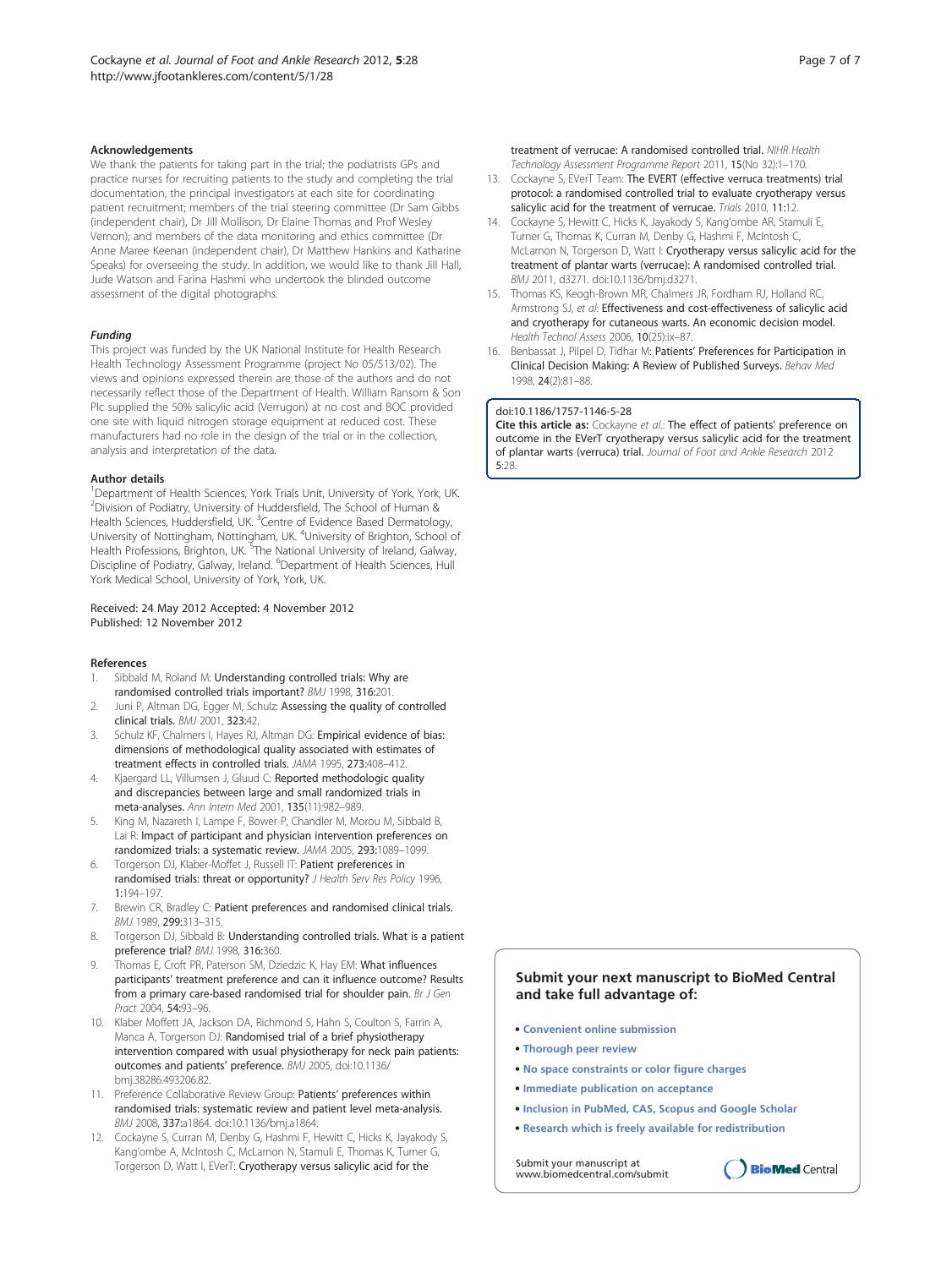### Acknowledgements

We thank the patients for taking part in the trial; the podiatrists GPs and practice nurses for recruiting patients to the study and completing the trial documentation, the principal investigators at each site for coordinating patient recruitment; members of the trial steering committee (Dr Sam Gibbs (independent chair), Dr Jill Mollison, Dr Elaine Thomas and Prof Wesley Vernon); and members of the data monitoring and ethics committee (Dr Anne Maree Keenan (independent chair), Dr Matthew Hankins and Katharine Speaks) for overseeing the study. In addition, we would like to thank Jill Hall, Jude Watson and Farina Hashmi who undertook the blinded outcome assessment of the digital photographs.

#### *Funding*

This project was funded by the UK National Institute for Health Research Health Technology Assessment Programme (project No 05/513/02). The views and opinions expressed therein are those of the authors and do not necessarily reflect those of the Department of Health. William Ransom & Son Plc supplied the 50% salicylic acid (Verrugon) at no cost and BOC provided one site with liquid nitrogen storage equipment at reduced cost. These manufacturers had no role in the design of the trial or in the collection, analysis and interpretation of the data.

### Author details

[1]Department of Health Sciences, York Trials Unit, University of York, York, UK. [2]Division of Podiatry, University of Huddersfield, The School of Human & Health Sciences, Huddersfield, UK. [3]Centre of Evidence Based Dermatology, University of Nottingham, Nottingham, UK. [4]University of Brighton, School of Health Professions, Brighton, UK. [5]The National University of Ireland, Galway, Discipline of Podiatry, Galway, Ireland. [6]Department of Health Sciences, Hull York Medical School, University of York, York, UK.

Received: 24 May 2012 Accepted: 4 November 2012
Published: 12 November 2012

### References

1. Sibbald M, Roland M: **Understanding controlled trials: Why are randomised controlled trials important?** *BMJ* 1998, **316**:201.
2. Juni P, Altman DG, Egger M, Schulz: **Assessing the quality of controlled clinical trials.** *BMJ* 2001, **323**:42.
3. Schulz KF, Chalmers I, Hayes RJ, Altman DG: **Empirical evidence of bias: dimensions of methodological quality associated with estimates of treatment effects in controlled trials.** *JAMA* 1995, **273**:408–412.
4. Kjaergard LL, Villumsen J, Gluud C: **Reported methodologic quality and discrepancies between large and small randomized trials in meta-analyses.** *Ann Intern Med* 2001, **135**(11):982–989.
5. King M, Nazareth I, Lampe F, Bower P, Chandler M, Morou M, Sibbald B, Lai R: **Impact of participant and physician intervention preferences on randomized trials: a systematic review.** *JAMA* 2005, **293**:1089–1099.
6. Torgerson DJ, Klaber-Moffet J, Russell IT: **Patient preferences in randomised trials: threat or opportunity?** *J Health Serv Res Policy* 1996, **1**:194–197.
7. Brewin CR, Bradley C: **Patient preferences and randomised clinical trials.** *BMJ* 1989, **299**:313–315.
8. Torgerson DJ, Sibbald B: **Understanding controlled trials. What is a patient preference trial?** *BMJ* 1998, **316**:360.
9. Thomas E, Croft PR, Paterson SM, Dziedzic K, Hay EM: **What influences participants' treatment preference and can it influence outcome? Results from a primary care-based randomised trial for shoulder pain.** *Br J Gen Pract* 2004, **54**:93–96.
10. Klaber Moffett JA, Jackson DA, Richmond S, Hahn S, Coulton S, Farrin A, Manca A, Torgerson DJ: **Randomised trial of a brief physiotherapy intervention compared with usual physiotherapy for neck pain patients: outcomes and patients' preference.** *BMJ* 2005, doi:10.1136/bmj.38286.493206.82.
11. Preference Collaborative Review Group: **Patients' preferences within randomised trials: systematic review and patient level meta-analysis.** *BMJ* 2008, **337**:a1864. doi:10.1136/bmj.a1864.
12. Cockayne S, Curran M, Denby G, Hashmi F, Hewitt C, Hicks K, Jayakody S, Kang'ombe A, McIntosh C, McLarnon N, Stamuli E, Thomas K, Turner G, Torgerson D, Watt I, EVerT: **Cryotherapy versus salicylic acid for the treatment of verrucae: A randomised controlled trial.** *NIHR Health Technology Assessment Programme Report* 2011, **15**(No 32):1–170.
13. Cockayne S, EVerT Team: **The EVERT (effective verruca treatments) trial protocol: a randomised controlled trial to evaluate cryotherapy versus salicylic acid for the treatment of verrucae.** *Trials* 2010, **11**:12.
14. Cockayne S, Hewitt C, Hicks K, Jayakody S, Kang'ombe AR, Stamuli E, Turner G, Thomas K, Curran M, Denby G, Hashmi F, McIntosh C, McLarnon N, Torgerson D, Watt I: **Cryotherapy versus salicylic acid for the treatment of plantar warts (verrucae): A randomised controlled trial.** *BMJ* 2011, d3271. doi:10.1136/bmj.d3271.
15. Thomas KS, Keogh-Brown MR, Chalmers JR, Fordham RJ, Holland RC, Armstrong SJ, *et al*: **Effectiveness and cost-effectiveness of salicylic acid and cryotherapy for cutaneous warts. An economic decision model.** *Health Technol Assess* 2006, **10**(25):ix–87.
16. Benbassat J, Pilpel D, Tidhar M: **Patients' Preferences for Participation in Clinical Decision Making: A Review of Published Surveys.** *Behav Med* 1998, **24**(2):81–88.

doi:10.1186/1757-1146-5-28
**Cite this article as:** Cockayne *et al.*: The effect of patients' preference on outcome in the EVerT cryotherapy versus salicylic acid for the treatment of plantar warts (verruca) trial. *Journal of Foot and Ankle Research* 2012 **5**:28.